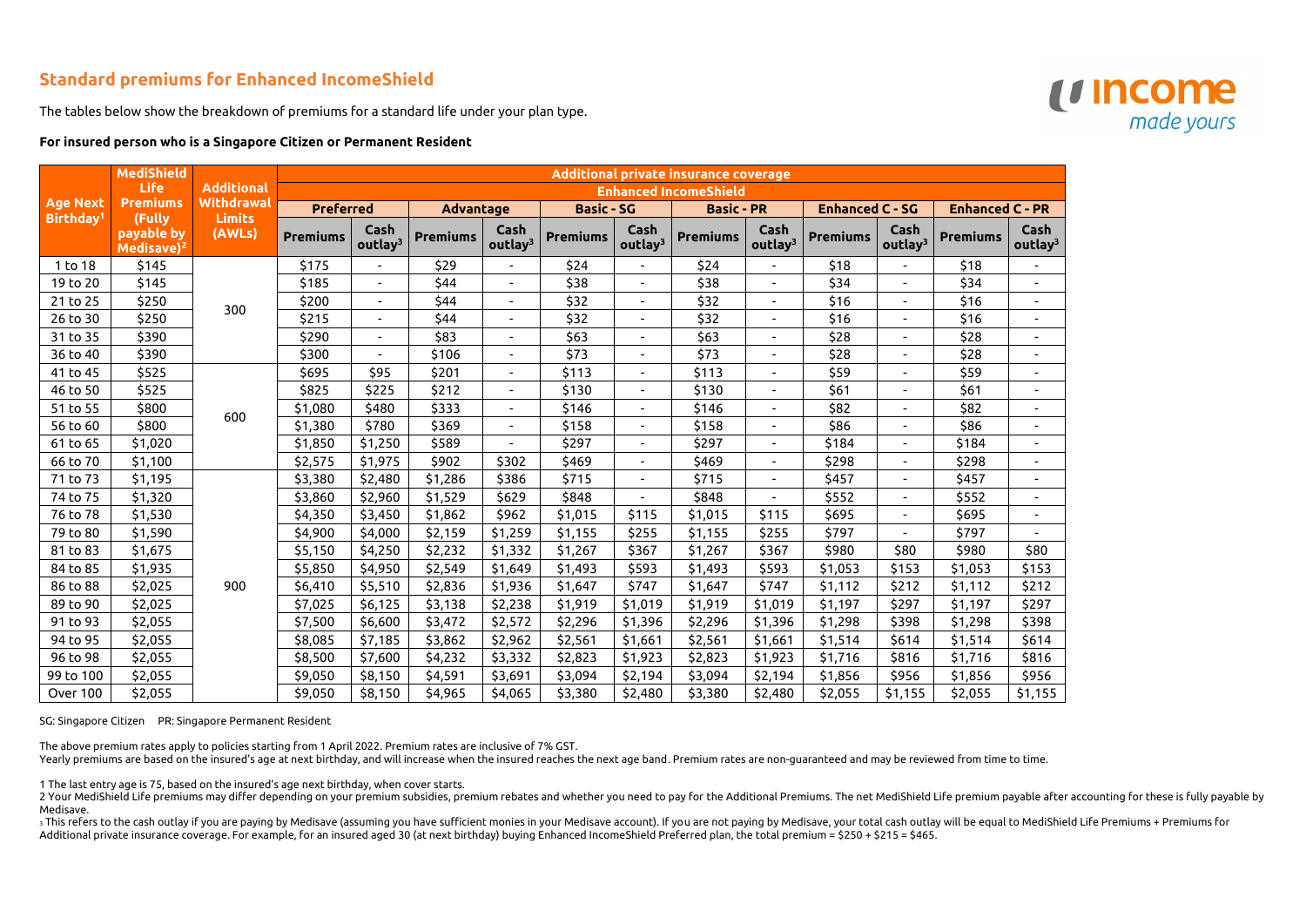## Standard premiums for Enhanced IncomeShield

The tables below show the breakdown of premiums for a standard life under your plan type.

**For insured person who is a Singapore Citizen or Permanent Resident**

| Age Next Birthday[1] | MediShield Life Premiums (Fully payable by Medisave)[2] | Additional Withdrawal Limits (AWLs) | Additional private insurance coverage – Enhanced IncomeShield | | | | | | | | | | | |
|---|---|---|---|---|---|---|---|---|---|---|---|---|---|---|
| | | | Preferred | | Advantage | | Basic - SG | | Basic - PR | | Enhanced C - SG | | Enhanced C - PR | |
| | | | Premiums | Cash outlay[3] | Premiums | Cash outlay[3] | Premiums | Cash outlay[3] | Premiums | Cash outlay[3] | Premiums | Cash outlay[3] | Premiums | Cash outlay[3] |
| 1 to 18 | $145 | 300 | $175 | - | $29 | - | $24 | - | $24 | - | $18 | - | $18 | - |
| 19 to 20 | $145 | 300 | $185 | - | $44 | - | $38 | - | $38 | - | $34 | - | $34 | - |
| 21 to 25 | $250 | 300 | $200 | - | $44 | - | $32 | - | $32 | - | $16 | - | $16 | - |
| 26 to 30 | $250 | 300 | $215 | - | $44 | - | $32 | - | $32 | - | $16 | - | $16 | - |
| 31 to 35 | $390 | 300 | $290 | - | $83 | - | $63 | - | $63 | - | $28 | - | $28 | - |
| 36 to 40 | $390 | 300 | $300 | - | $106 | - | $73 | - | $73 | - | $28 | - | $28 | - |
| 41 to 45 | $525 | 600 | $695 | $95 | $201 | - | $113 | - | $113 | - | $59 | - | $59 | - |
| 46 to 50 | $525 | 600 | $825 | $225 | $212 | - | $130 | - | $130 | - | $61 | - | $61 | - |
| 51 to 55 | $800 | 600 | $1,080 | $480 | $333 | - | $146 | - | $146 | - | $82 | - | $82 | - |
| 56 to 60 | $800 | 600 | $1,380 | $780 | $369 | - | $158 | - | $158 | - | $86 | - | $86 | - |
| 61 to 65 | $1,020 | 600 | $1,850 | $1,250 | $589 | - | $297 | - | $297 | - | $184 | - | $184 | - |
| 66 to 70 | $1,100 | 600 | $2,575 | $1,975 | $902 | $302 | $469 | - | $469 | - | $298 | - | $298 | - |
| 71 to 73 | $1,195 | 900 | $3,380 | $2,480 | $1,286 | $386 | $715 | - | $715 | - | $457 | - | $457 | - |
| 74 to 75 | $1,320 | 900 | $3,860 | $2,960 | $1,529 | $629 | $848 | - | $848 | - | $552 | - | $552 | - |
| 76 to 78 | $1,530 | 900 | $4,350 | $3,450 | $1,862 | $962 | $1,015 | $115 | $1,015 | $115 | $695 | - | $695 | - |
| 79 to 80 | $1,590 | 900 | $4,900 | $4,000 | $2,159 | $1,259 | $1,155 | $255 | $1,155 | $255 | $797 | - | $797 | - |
| 81 to 83 | $1,675 | 900 | $5,150 | $4,250 | $2,232 | $1,332 | $1,267 | $367 | $1,267 | $367 | $980 | $80 | $980 | $80 |
| 84 to 85 | $1,935 | 900 | $5,850 | $4,950 | $2,549 | $1,649 | $1,493 | $593 | $1,493 | $593 | $1,053 | $153 | $1,053 | $153 |
| 86 to 88 | $2,025 | 900 | $6,410 | $5,510 | $2,836 | $1,936 | $1,647 | $747 | $1,647 | $747 | $1,112 | $212 | $1,112 | $212 |
| 89 to 90 | $2,025 | 900 | $7,025 | $6,125 | $3,138 | $2,238 | $1,919 | $1,019 | $1,919 | $1,019 | $1,197 | $297 | $1,197 | $297 |
| 91 to 93 | $2,055 | 900 | $7,500 | $6,600 | $3,472 | $2,572 | $2,296 | $1,396 | $2,296 | $1,396 | $1,298 | $398 | $1,298 | $398 |
| 94 to 95 | $2,055 | 900 | $8,085 | $7,185 | $3,862 | $2,962 | $2,561 | $1,661 | $2,561 | $1,661 | $1,514 | $614 | $1,514 | $614 |
| 96 to 98 | $2,055 | 900 | $8,500 | $7,600 | $4,232 | $3,332 | $2,823 | $1,923 | $2,823 | $1,923 | $1,716 | $816 | $1,716 | $816 |
| 99 to 100 | $2,055 | 900 | $9,050 | $8,150 | $4,591 | $3,691 | $3,094 | $2,194 | $3,094 | $2,194 | $1,856 | $956 | $1,856 | $956 |
| Over 100 | $2,055 | 900 | $9,050 | $8,150 | $4,965 | $4,065 | $3,380 | $2,480 | $3,380 | $2,480 | $2,055 | $1,155 | $2,055 | $1,155 |

SG: Singapore Citizen PR: Singapore Permanent Resident

The above premium rates apply to policies starting from 1 April 2022. Premium rates are inclusive of 7% GST.
Yearly premiums are based on the insured's age at next birthday, and will increase when the insured reaches the next age band. Premium rates are non-guaranteed and may be reviewed from time to time.

1 The last entry age is 75, based on the insured's age next birthday, when cover starts.
2 Your MediShield Life premiums may differ depending on your premium subsidies, premium rebates and whether you need to pay for the Additional Premiums. The net MediShield Life premium payable after accounting for these is fully payable by Medisave.
3 This refers to the cash outlay if you are paying by Medisave (assuming you have sufficient monies in your Medisave account). If you are not paying by Medisave, your total cash outlay will be equal to MediShield Life Premiums + Premiums for Additional private insurance coverage. For example, for an insured aged 30 (at next birthday) buying Enhanced IncomeShield Preferred plan, the total premium = $250 + $215 = $465.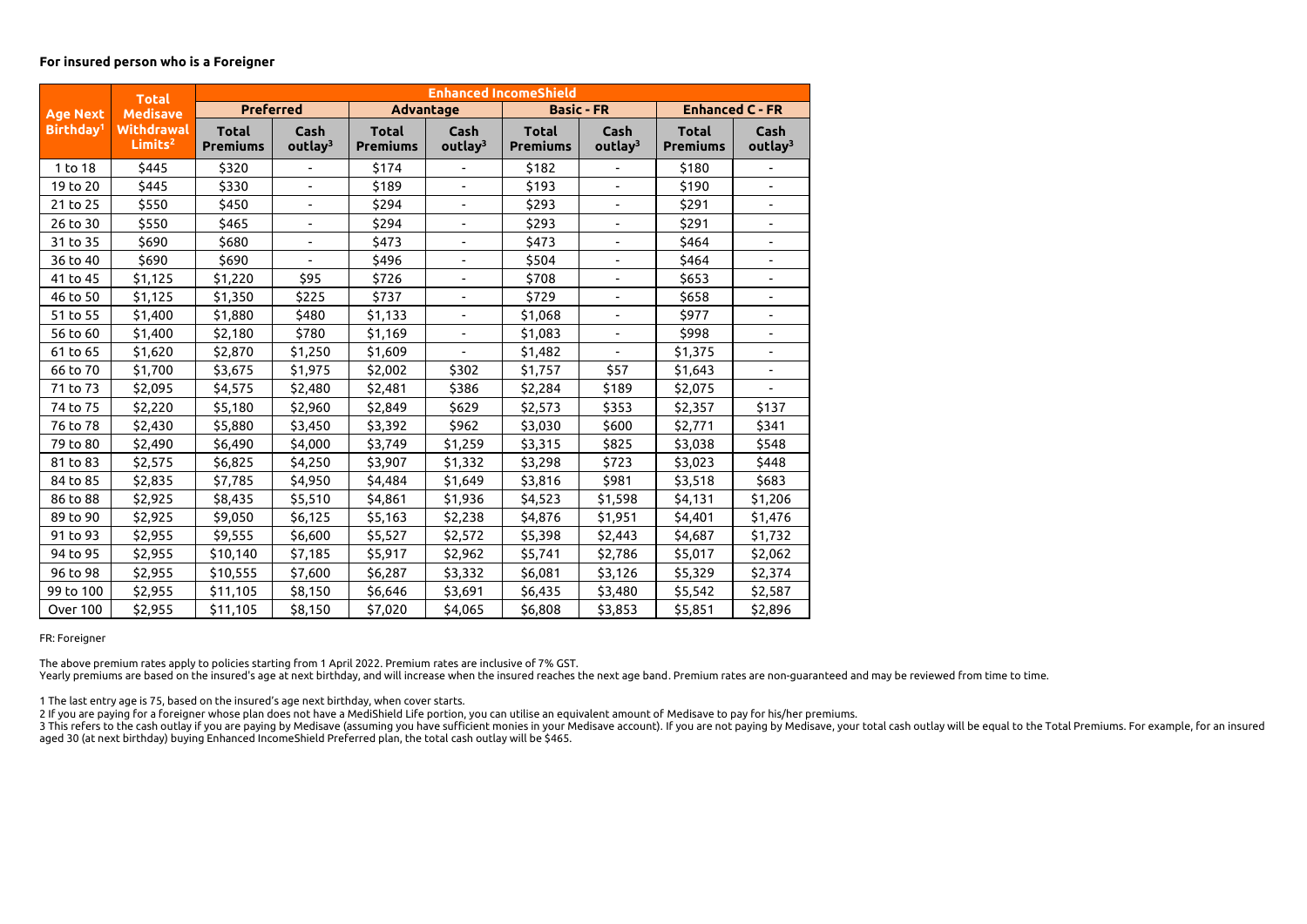**For insured person who is a Foreigner**

| Age Next Birthday[1] | Total Medisave Withdrawal Limits[2] | Enhanced IncomeShield | | | | | | | |
|---|---|---|---|---|---|---|---|---|---|
| | | Preferred | | Advantage | | Basic - FR | | Enhanced C - FR | |
| | | Total Premiums | Cash outlay[3] | Total Premiums | Cash outlay[3] | Total Premiums | Cash outlay[3] | Total Premiums | Cash outlay[3] |
| 1 to 18 | $445 | $320 | - | $174 | - | $182 | - | $180 | - |
| 19 to 20 | $445 | $330 | - | $189 | - | $193 | - | $190 | - |
| 21 to 25 | $550 | $450 | - | $294 | - | $293 | - | $291 | - |
| 26 to 30 | $550 | $465 | - | $294 | - | $293 | - | $291 | - |
| 31 to 35 | $690 | $680 | - | $473 | - | $473 | - | $464 | - |
| 36 to 40 | $690 | $690 | - | $496 | - | $504 | - | $464 | - |
| 41 to 45 | $1,125 | $1,220 | $95 | $726 | - | $708 | - | $653 | - |
| 46 to 50 | $1,125 | $1,350 | $225 | $737 | - | $729 | - | $658 | - |
| 51 to 55 | $1,400 | $1,880 | $480 | $1,133 | - | $1,068 | - | $977 | - |
| 56 to 60 | $1,400 | $2,180 | $780 | $1,169 | - | $1,083 | - | $998 | - |
| 61 to 65 | $1,620 | $2,870 | $1,250 | $1,609 | - | $1,482 | - | $1,375 | - |
| 66 to 70 | $1,700 | $3,675 | $1,975 | $2,002 | $302 | $1,757 | $57 | $1,643 | - |
| 71 to 73 | $2,095 | $4,575 | $2,480 | $2,481 | $386 | $2,284 | $189 | $2,075 | - |
| 74 to 75 | $2,220 | $5,180 | $2,960 | $2,849 | $629 | $2,573 | $353 | $2,357 | $137 |
| 76 to 78 | $2,430 | $5,880 | $3,450 | $3,392 | $962 | $3,030 | $600 | $2,771 | $341 |
| 79 to 80 | $2,490 | $6,490 | $4,000 | $3,749 | $1,259 | $3,315 | $825 | $3,038 | $548 |
| 81 to 83 | $2,575 | $6,825 | $4,250 | $3,907 | $1,332 | $3,298 | $723 | $3,023 | $448 |
| 84 to 85 | $2,835 | $7,785 | $4,950 | $4,484 | $1,649 | $3,816 | $981 | $3,518 | $683 |
| 86 to 88 | $2,925 | $8,435 | $5,510 | $4,861 | $1,936 | $4,523 | $1,598 | $4,131 | $1,206 |
| 89 to 90 | $2,925 | $9,050 | $6,125 | $5,163 | $2,238 | $4,876 | $1,951 | $4,401 | $1,476 |
| 91 to 93 | $2,955 | $9,555 | $6,600 | $5,527 | $2,572 | $5,398 | $2,443 | $4,687 | $1,732 |
| 94 to 95 | $2,955 | $10,140 | $7,185 | $5,917 | $2,962 | $5,741 | $2,786 | $5,017 | $2,062 |
| 96 to 98 | $2,955 | $10,555 | $7,600 | $6,287 | $3,332 | $6,081 | $3,126 | $5,329 | $2,374 |
| 99 to 100 | $2,955 | $11,105 | $8,150 | $6,646 | $3,691 | $6,435 | $3,480 | $5,542 | $2,587 |
| Over 100 | $2,955 | $11,105 | $8,150 | $7,020 | $4,065 | $6,808 | $3,853 | $5,851 | $2,896 |

FR: Foreigner

The above premium rates apply to policies starting from 1 April 2022. Premium rates are inclusive of 7% GST.
Yearly premiums are based on the insured's age at next birthday, and will increase when the insured reaches the next age band. Premium rates are non-guaranteed and may be reviewed from time to time.

1 The last entry age is 75, based on the insured's age next birthday, when cover starts.
2 If you are paying for a foreigner whose plan does not have a MediShield Life portion, you can utilise an equivalent amount of Medisave to pay for his/her premiums.
3 This refers to the cash outlay if you are paying by Medisave (assuming you have sufficient monies in your Medisave account). If you are not paying by Medisave, your total cash outlay will be equal to the Total Premiums. For example, for an insured aged 30 (at next birthday) buying Enhanced IncomeShield Preferred plan, the total cash outlay will be $465.